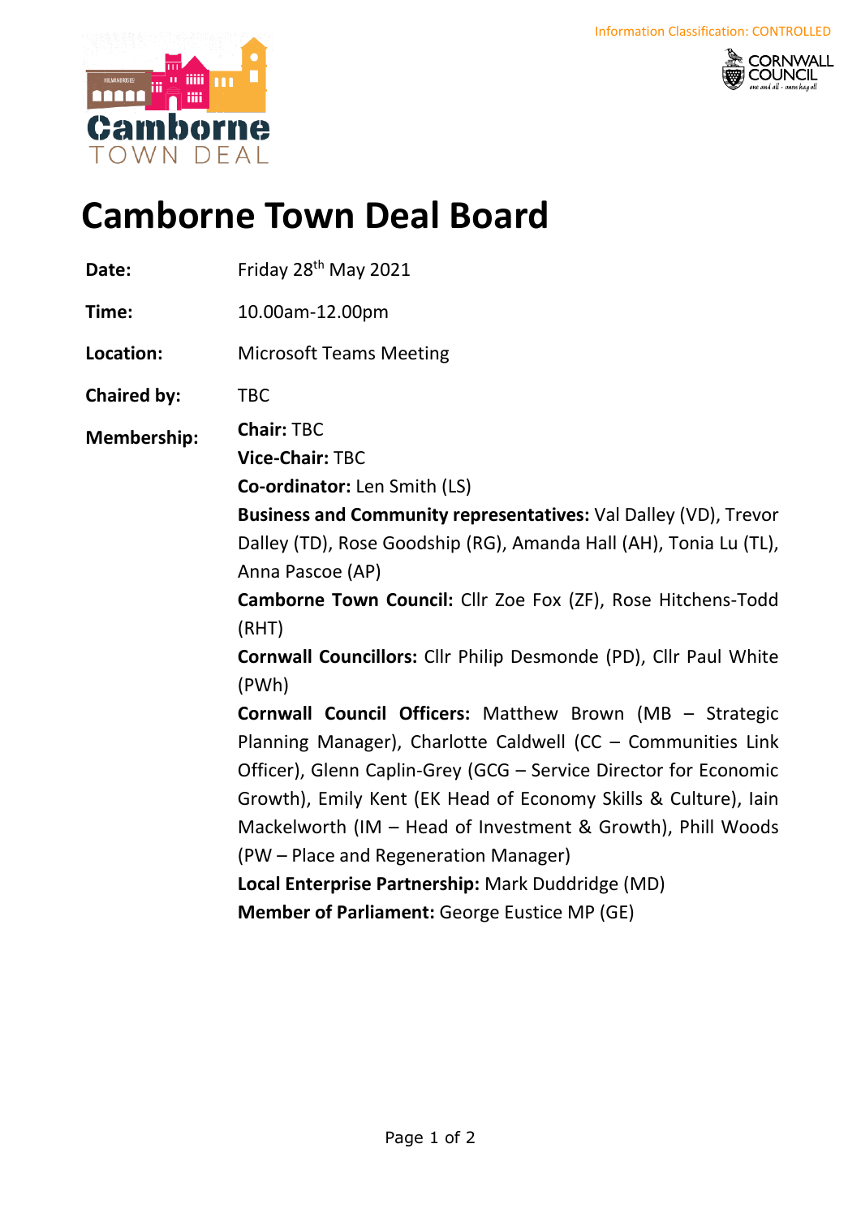Information Classification: CONTROLLED

# Camborne Town Deal Board

**Date:** Friday 28th May 2021

**Time:** 10.00am-12.00pm

**Location:** Microsoft Teams Meeting

**Chaired by:** TBC

**Membership:**

**Chair:** TBC
**Vice-Chair:** TBC
**Co-ordinator:** Len Smith (LS)
**Business and Community representatives:** Val Dalley (VD), Trevor Dalley (TD), Rose Goodship (RG), Amanda Hall (AH), Tonia Lu (TL), Anna Pascoe (AP)
**Camborne Town Council:** Cllr Zoe Fox (ZF), Rose Hitchens-Todd (RHT)
**Cornwall Councillors:** Cllr Philip Desmonde (PD), Cllr Paul White (PWh)
**Cornwall Council Officers:** Matthew Brown (MB – Strategic Planning Manager), Charlotte Caldwell (CC – Communities Link Officer), Glenn Caplin-Grey (GCG – Service Director for Economic Growth), Emily Kent (EK Head of Economy Skills & Culture), Iain Mackelworth (IM – Head of Investment & Growth), Phill Woods (PW – Place and Regeneration Manager)
**Local Enterprise Partnership:** Mark Duddridge (MD)
**Member of Parliament:** George Eustice MP (GE)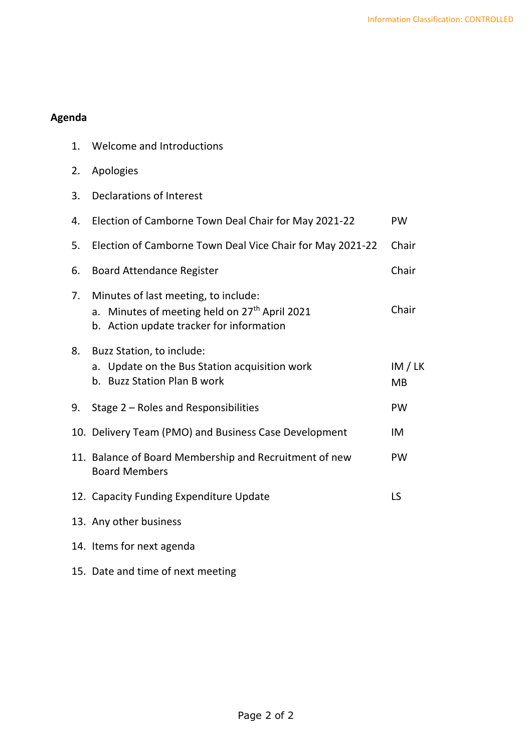## Agenda

| | | |
|---|---|---|
| 1. | Welcome and Introductions | |
| 2. | Apologies | |
| 3. | Declarations of Interest | |
| 4. | Election of Camborne Town Deal Chair for May 2021-22 | PW |
| 5. | Election of Camborne Town Deal Vice Chair for May 2021-22 | Chair |
| 6. | Board Attendance Register | Chair |
| 7. | Minutes of last meeting, to include:<br>a. Minutes of meeting held on 27th April 2021<br>b. Action update tracker for information | Chair |
| 8. | Buzz Station, to include:<br>a. Update on the Bus Station acquisition work<br>b. Buzz Station Plan B work | IM / LK<br>MB |
| 9. | Stage 2 – Roles and Responsibilities | PW |
| 10. | Delivery Team (PMO) and Business Case Development | IM |
| 11. | Balance of Board Membership and Recruitment of new Board Members | PW |
| 12. | Capacity Funding Expenditure Update | LS |
| 13. | Any other business | |
| 14. | Items for next agenda | |
| 15. | Date and time of next meeting | |